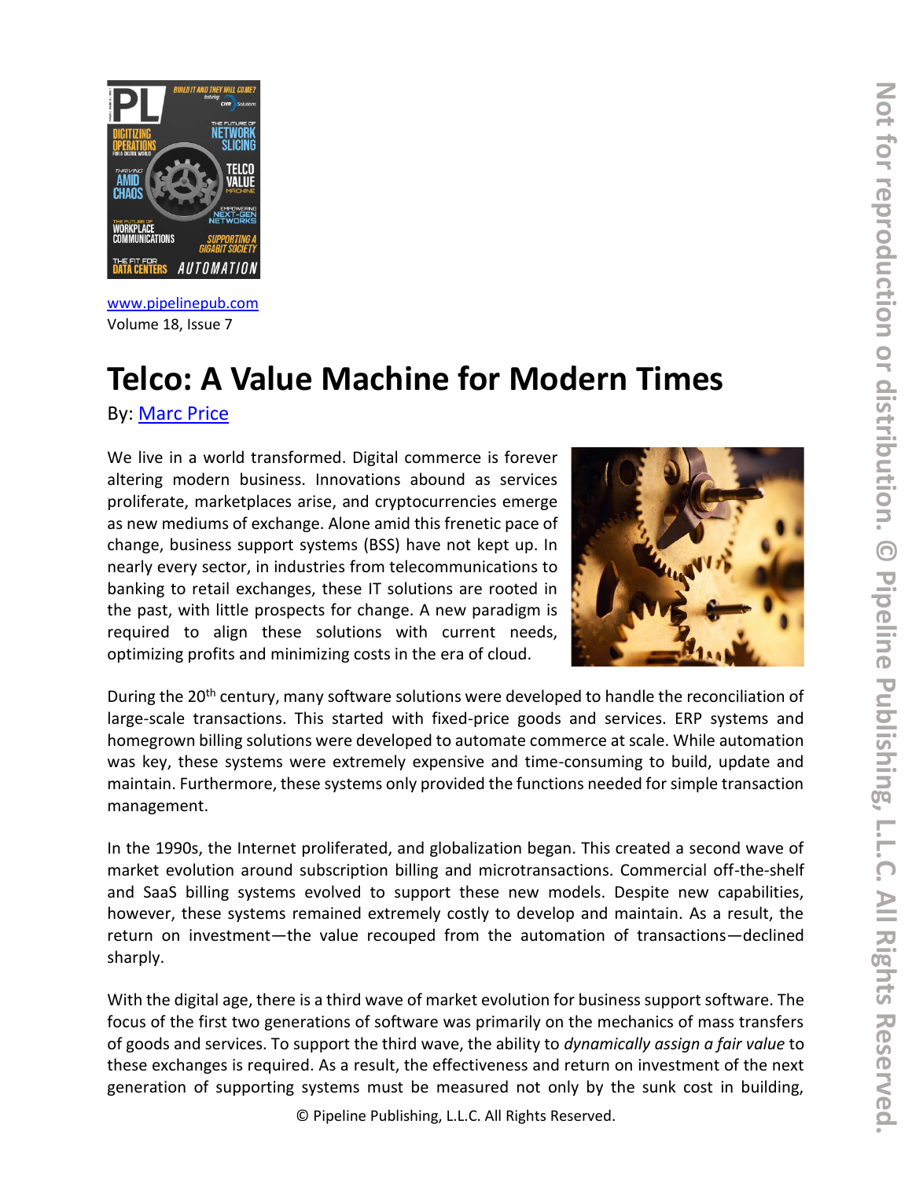www.pipelinepub.com
Volume 18, Issue 7

# Telco: A Value Machine for Modern Times

By: Marc Price

We live in a world transformed. Digital commerce is forever altering modern business. Innovations abound as services proliferate, marketplaces arise, and cryptocurrencies emerge as new mediums of exchange. Alone amid this frenetic pace of change, business support systems (BSS) have not kept up. In nearly every sector, in industries from telecommunications to banking to retail exchanges, these IT solutions are rooted in the past, with little prospects for change. A new paradigm is required to align these solutions with current needs, optimizing profits and minimizing costs in the era of cloud.

During the 20th century, many software solutions were developed to handle the reconciliation of large-scale transactions. This started with fixed-price goods and services. ERP systems and homegrown billing solutions were developed to automate commerce at scale. While automation was key, these systems were extremely expensive and time-consuming to build, update and maintain. Furthermore, these systems only provided the functions needed for simple transaction management.

In the 1990s, the Internet proliferated, and globalization began. This created a second wave of market evolution around subscription billing and microtransactions. Commercial off-the-shelf and SaaS billing systems evolved to support these new models. Despite new capabilities, however, these systems remained extremely costly to develop and maintain. As a result, the return on investment—the value recouped from the automation of transactions—declined sharply.

With the digital age, there is a third wave of market evolution for business support software. The focus of the first two generations of software was primarily on the mechanics of mass transfers of goods and services. To support the third wave, the ability to *dynamically assign a fair value* to these exchanges is required. As a result, the effectiveness and return on investment of the next generation of supporting systems must be measured not only by the sunk cost in building,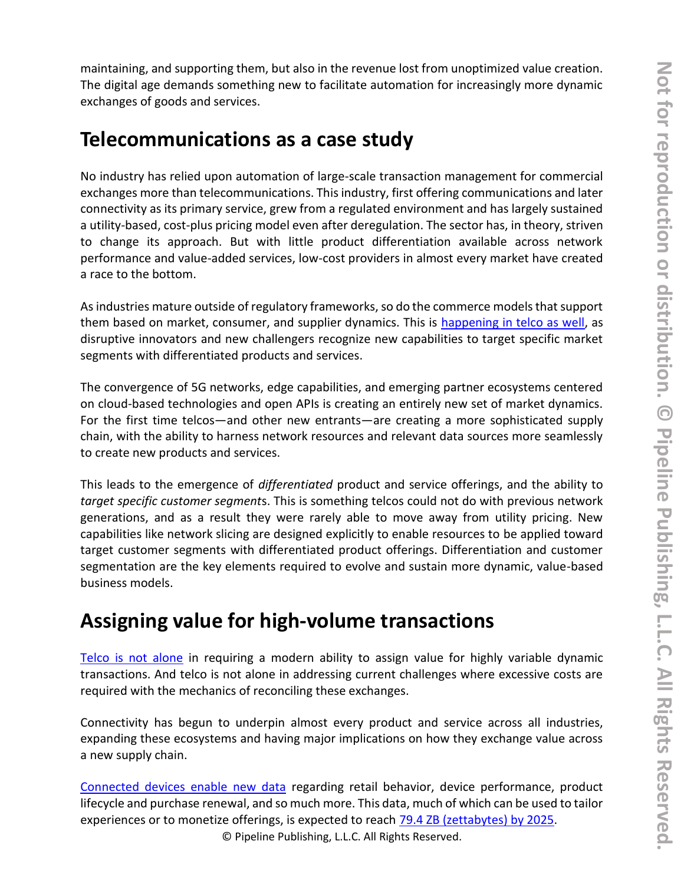maintaining, and supporting them, but also in the revenue lost from unoptimized value creation. The digital age demands something new to facilitate automation for increasingly more dynamic exchanges of goods and services.

## Telecommunications as a case study

No industry has relied upon automation of large-scale transaction management for commercial exchanges more than telecommunications. This industry, first offering communications and later connectivity as its primary service, grew from a regulated environment and has largely sustained a utility-based, cost-plus pricing model even after deregulation. The sector has, in theory, striven to change its approach. But with little product differentiation available across network performance and value-added services, low-cost providers in almost every market have created a race to the bottom.

As industries mature outside of regulatory frameworks, so do the commerce models that support them based on market, consumer, and supplier dynamics. This is happening in telco as well, as disruptive innovators and new challengers recognize new capabilities to target specific market segments with differentiated products and services.

The convergence of 5G networks, edge capabilities, and emerging partner ecosystems centered on cloud-based technologies and open APIs is creating an entirely new set of market dynamics. For the first time telcos—and other new entrants—are creating a more sophisticated supply chain, with the ability to harness network resources and relevant data sources more seamlessly to create new products and services.

This leads to the emergence of *differentiated* product and service offerings, and the ability to *target specific customer segment*s. This is something telcos could not do with previous network generations, and as a result they were rarely able to move away from utility pricing. New capabilities like network slicing are designed explicitly to enable resources to be applied toward target customer segments with differentiated product offerings. Differentiation and customer segmentation are the key elements required to evolve and sustain more dynamic, value-based business models.

## Assigning value for high-volume transactions

Telco is not alone in requiring a modern ability to assign value for highly variable dynamic transactions. And telco is not alone in addressing current challenges where excessive costs are required with the mechanics of reconciling these exchanges.

Connectivity has begun to underpin almost every product and service across all industries, expanding these ecosystems and having major implications on how they exchange value across a new supply chain.

Connected devices enable new data regarding retail behavior, device performance, product lifecycle and purchase renewal, and so much more. This data, much of which can be used to tailor experiences or to monetize offerings, is expected to reach 79.4 ZB (zettabytes) by 2025.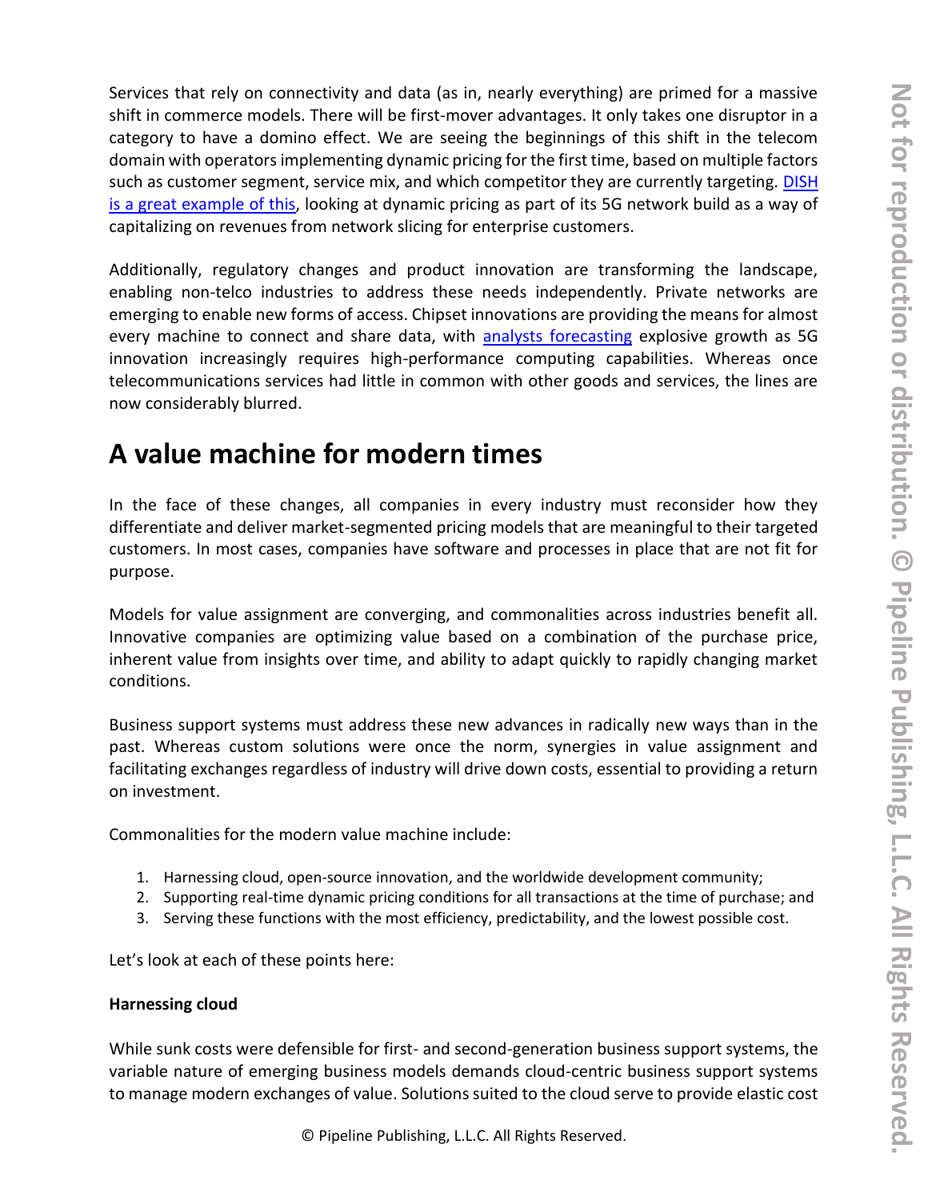Services that rely on connectivity and data (as in, nearly everything) are primed for a massive shift in commerce models. There will be first-mover advantages. It only takes one disruptor in a category to have a domino effect. We are seeing the beginnings of this shift in the telecom domain with operators implementing dynamic pricing for the first time, based on multiple factors such as customer segment, service mix, and which competitor they are currently targeting. DISH is a great example of this, looking at dynamic pricing as part of its 5G network build as a way of capitalizing on revenues from network slicing for enterprise customers.

Additionally, regulatory changes and product innovation are transforming the landscape, enabling non-telco industries to address these needs independently. Private networks are emerging to enable new forms of access. Chipset innovations are providing the means for almost every machine to connect and share data, with analysts forecasting explosive growth as 5G innovation increasingly requires high-performance computing capabilities. Whereas once telecommunications services had little in common with other goods and services, the lines are now considerably blurred.

## A value machine for modern times

In the face of these changes, all companies in every industry must reconsider how they differentiate and deliver market-segmented pricing models that are meaningful to their targeted customers. In most cases, companies have software and processes in place that are not fit for purpose.

Models for value assignment are converging, and commonalities across industries benefit all. Innovative companies are optimizing value based on a combination of the purchase price, inherent value from insights over time, and ability to adapt quickly to rapidly changing market conditions.

Business support systems must address these new advances in radically new ways than in the past. Whereas custom solutions were once the norm, synergies in value assignment and facilitating exchanges regardless of industry will drive down costs, essential to providing a return on investment.

Commonalities for the modern value machine include:

1. Harnessing cloud, open-source innovation, and the worldwide development community;
2. Supporting real-time dynamic pricing conditions for all transactions at the time of purchase; and
3. Serving these functions with the most efficiency, predictability, and the lowest possible cost.

Let's look at each of these points here:

**Harnessing cloud**

While sunk costs were defensible for first- and second-generation business support systems, the variable nature of emerging business models demands cloud-centric business support systems to manage modern exchanges of value. Solutions suited to the cloud serve to provide elastic cost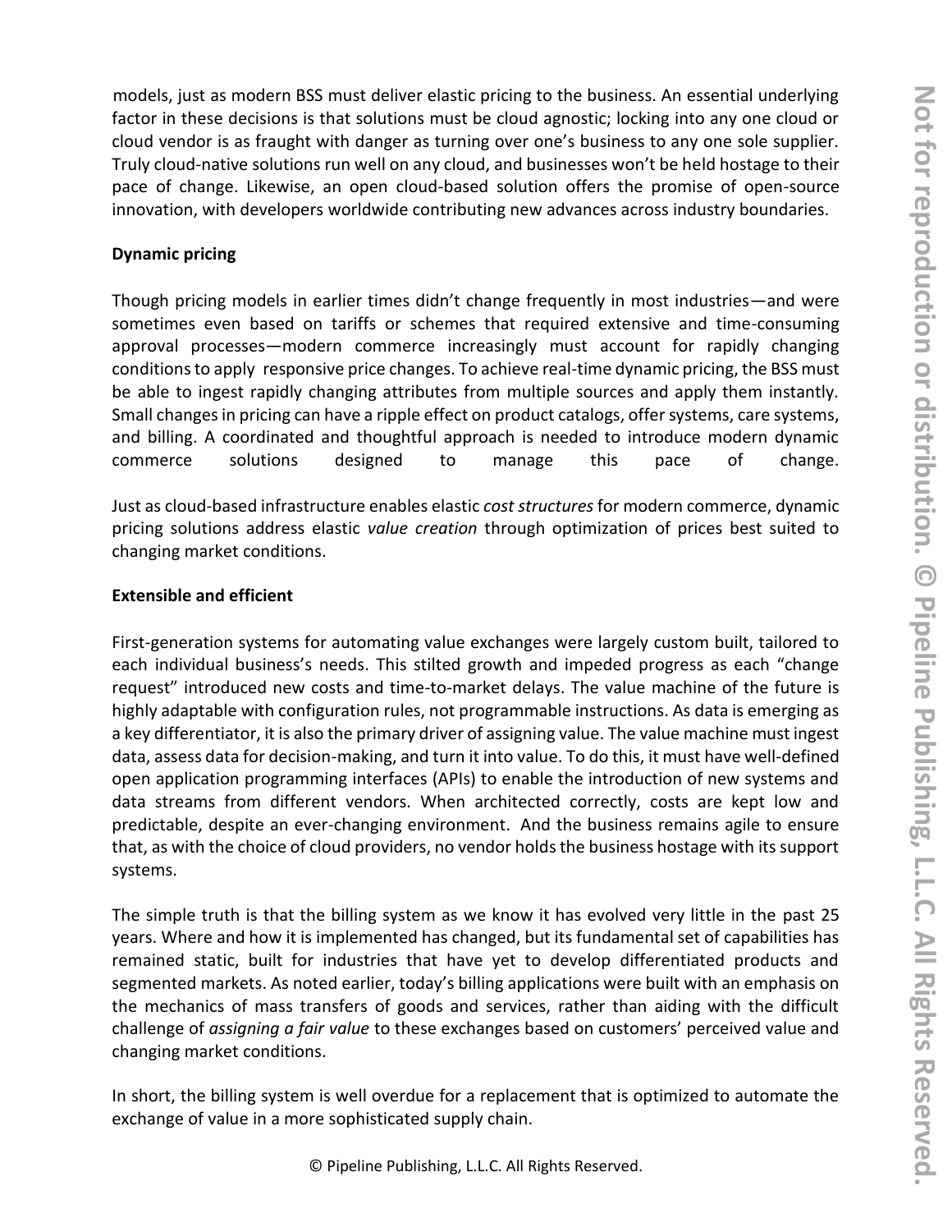models, just as modern BSS must deliver elastic pricing to the business. An essential underlying factor in these decisions is that solutions must be cloud agnostic; locking into any one cloud or cloud vendor is as fraught with danger as turning over one's business to any one sole supplier. Truly cloud-native solutions run well on any cloud, and businesses won't be held hostage to their pace of change. Likewise, an open cloud-based solution offers the promise of open-source innovation, with developers worldwide contributing new advances across industry boundaries.

**Dynamic pricing**

Though pricing models in earlier times didn't change frequently in most industries—and were sometimes even based on tariffs or schemes that required extensive and time-consuming approval processes—modern commerce increasingly must account for rapidly changing conditions to apply responsive price changes. To achieve real-time dynamic pricing, the BSS must be able to ingest rapidly changing attributes from multiple sources and apply them instantly. Small changes in pricing can have a ripple effect on product catalogs, offer systems, care systems, and billing. A coordinated and thoughtful approach is needed to introduce modern dynamic commerce solutions designed to manage this pace of change.

Just as cloud-based infrastructure enables elastic *cost structures* for modern commerce, dynamic pricing solutions address elastic *value creation* through optimization of prices best suited to changing market conditions.

**Extensible and efficient**

First-generation systems for automating value exchanges were largely custom built, tailored to each individual business's needs. This stilted growth and impeded progress as each "change request" introduced new costs and time-to-market delays. The value machine of the future is highly adaptable with configuration rules, not programmable instructions. As data is emerging as a key differentiator, it is also the primary driver of assigning value. The value machine must ingest data, assess data for decision-making, and turn it into value. To do this, it must have well-defined open application programming interfaces (APIs) to enable the introduction of new systems and data streams from different vendors. When architected correctly, costs are kept low and predictable, despite an ever-changing environment. And the business remains agile to ensure that, as with the choice of cloud providers, no vendor holds the business hostage with its support systems.

The simple truth is that the billing system as we know it has evolved very little in the past 25 years. Where and how it is implemented has changed, but its fundamental set of capabilities has remained static, built for industries that have yet to develop differentiated products and segmented markets. As noted earlier, today's billing applications were built with an emphasis on the mechanics of mass transfers of goods and services, rather than aiding with the difficult challenge of *assigning a fair value* to these exchanges based on customers' perceived value and changing market conditions.

In short, the billing system is well overdue for a replacement that is optimized to automate the exchange of value in a more sophisticated supply chain.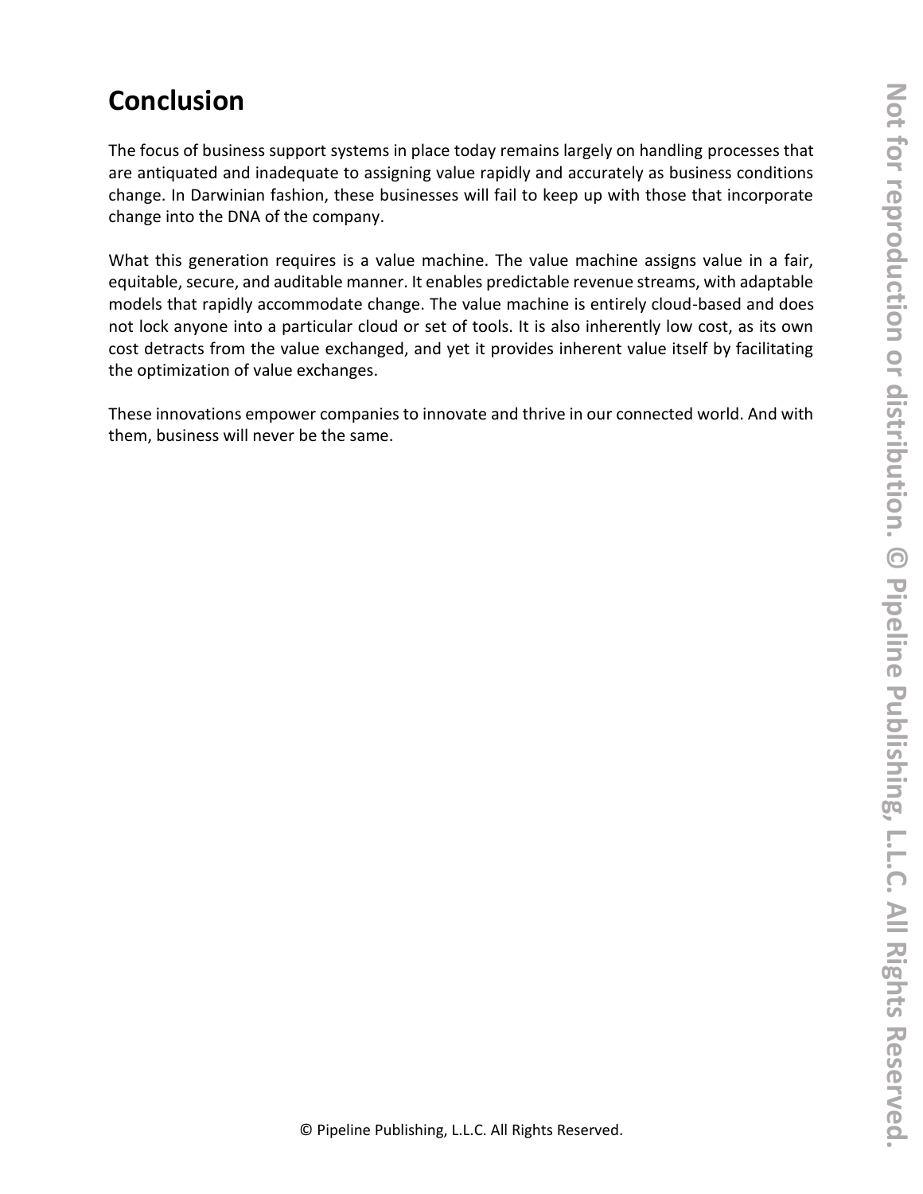# Conclusion

The focus of business support systems in place today remains largely on handling processes that are antiquated and inadequate to assigning value rapidly and accurately as business conditions change. In Darwinian fashion, these businesses will fail to keep up with those that incorporate change into the DNA of the company.

What this generation requires is a value machine. The value machine assigns value in a fair, equitable, secure, and auditable manner. It enables predictable revenue streams, with adaptable models that rapidly accommodate change. The value machine is entirely cloud-based and does not lock anyone into a particular cloud or set of tools. It is also inherently low cost, as its own cost detracts from the value exchanged, and yet it provides inherent value itself by facilitating the optimization of value exchanges.

These innovations empower companies to innovate and thrive in our connected world. And with them, business will never be the same.